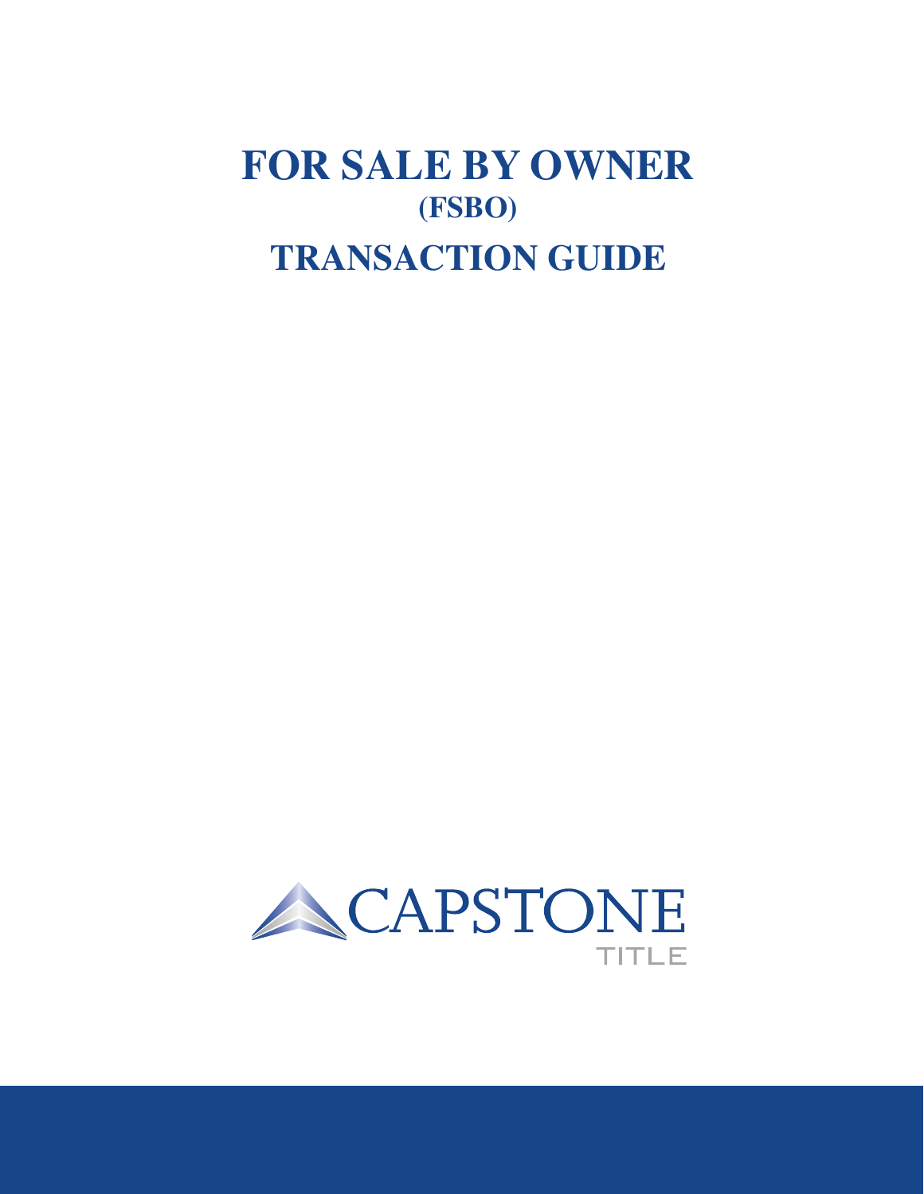# FOR SALE BY OWNER
## (FSBO)
# TRANSACTION GUIDE

CAPSTONE
TITLE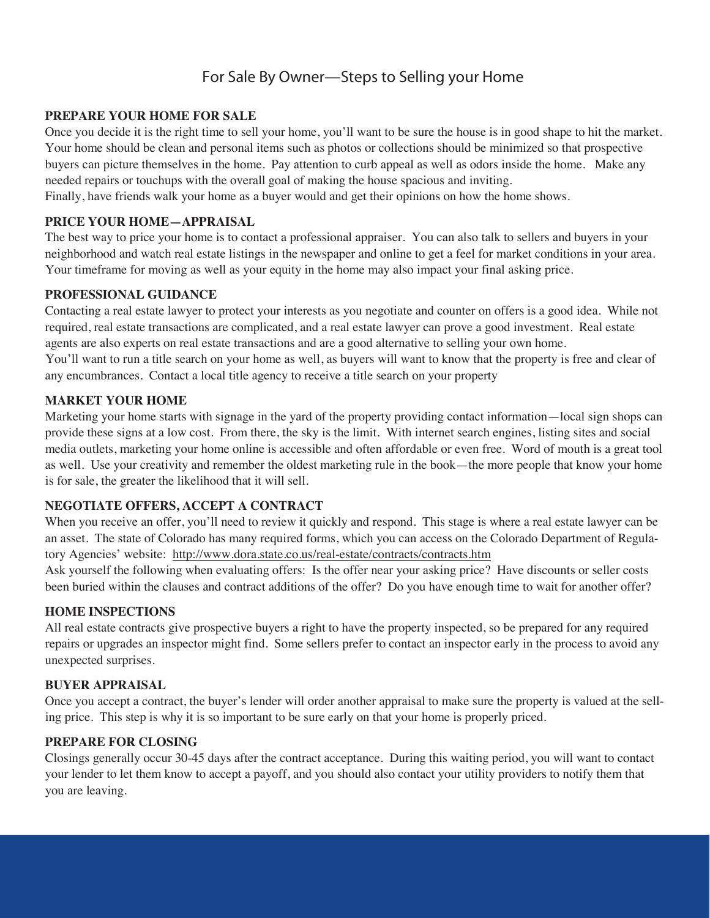# For Sale By Owner—Steps to Selling your Home

## PREPARE YOUR HOME FOR SALE

Once you decide it is the right time to sell your home, you'll want to be sure the house is in good shape to hit the market. Your home should be clean and personal items such as photos or collections should be minimized so that prospective buyers can picture themselves in the home. Pay attention to curb appeal as well as odors inside the home. Make any needed repairs or touchups with the overall goal of making the house spacious and inviting.
Finally, have friends walk your home as a buyer would and get their opinions on how the home shows.

## PRICE YOUR HOME—APPRAISAL

The best way to price your home is to contact a professional appraiser. You can also talk to sellers and buyers in your neighborhood and watch real estate listings in the newspaper and online to get a feel for market conditions in your area. Your timeframe for moving as well as your equity in the home may also impact your final asking price.

## PROFESSIONAL GUIDANCE

Contacting a real estate lawyer to protect your interests as you negotiate and counter on offers is a good idea. While not required, real estate transactions are complicated, and a real estate lawyer can prove a good investment. Real estate agents are also experts on real estate transactions and are a good alternative to selling your own home.
You'll want to run a title search on your home as well, as buyers will want to know that the property is free and clear of any encumbrances. Contact a local title agency to receive a title search on your property

## MARKET YOUR HOME

Marketing your home starts with signage in the yard of the property providing contact information—local sign shops can provide these signs at a low cost. From there, the sky is the limit. With internet search engines, listing sites and social media outlets, marketing your home online is accessible and often affordable or even free. Word of mouth is a great tool as well. Use your creativity and remember the oldest marketing rule in the book—the more people that know your home is for sale, the greater the likelihood that it will sell.

## NEGOTIATE OFFERS, ACCEPT A CONTRACT

When you receive an offer, you'll need to review it quickly and respond. This stage is where a real estate lawyer can be an asset. The state of Colorado has many required forms, which you can access on the Colorado Department of Regulatory Agencies' website: http://www.dora.state.co.us/real-estate/contracts/contracts.htm
Ask yourself the following when evaluating offers: Is the offer near your asking price? Have discounts or seller costs been buried within the clauses and contract additions of the offer? Do you have enough time to wait for another offer?

## HOME INSPECTIONS

All real estate contracts give prospective buyers a right to have the property inspected, so be prepared for any required repairs or upgrades an inspector might find. Some sellers prefer to contact an inspector early in the process to avoid any unexpected surprises.

## BUYER APPRAISAL

Once you accept a contract, the buyer's lender will order another appraisal to make sure the property is valued at the selling price. This step is why it is so important to be sure early on that your home is properly priced.

## PREPARE FOR CLOSING

Closings generally occur 30-45 days after the contract acceptance. During this waiting period, you will want to contact your lender to let them know to accept a payoff, and you should also contact your utility providers to notify them that you are leaving.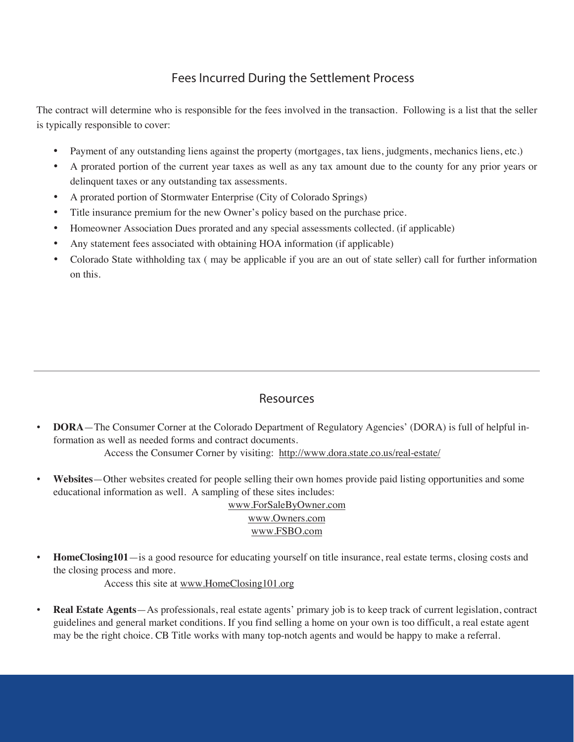## Fees Incurred During the Settlement Process

The contract will determine who is responsible for the fees involved in the transaction. Following is a list that the seller is typically responsible to cover:

- Payment of any outstanding liens against the property (mortgages, tax liens, judgments, mechanics liens, etc.)
- A prorated portion of the current year taxes as well as any tax amount due to the county for any prior years or delinquent taxes or any outstanding tax assessments.
- A prorated portion of Stormwater Enterprise (City of Colorado Springs)
- Title insurance premium for the new Owner's policy based on the purchase price.
- Homeowner Association Dues prorated and any special assessments collected. (if applicable)
- Any statement fees associated with obtaining HOA information (if applicable)
- Colorado State withholding tax ( may be applicable if you are an out of state seller) call for further information on this.

---

## Resources

- **DORA**—The Consumer Corner at the Colorado Department of Regulatory Agencies' (DORA) is full of helpful information as well as needed forms and contract documents.
  Access the Consumer Corner by visiting: http://www.dora.state.co.us/real-estate/
- **Websites**—Other websites created for people selling their own homes provide paid listing opportunities and some educational information as well. A sampling of these sites includes:
  www.ForSaleByOwner.com
  www.Owners.com
  www.FSBO.com
- **HomeClosing101**—is a good resource for educating yourself on title insurance, real estate terms, closing costs and the closing process and more.
  Access this site at www.HomeClosing101.org
- **Real Estate Agents**—As professionals, real estate agents' primary job is to keep track of current legislation, contract guidelines and general market conditions. If you find selling a home on your own is too difficult, a real estate agent may be the right choice. CB Title works with many top-notch agents and would be happy to make a referral.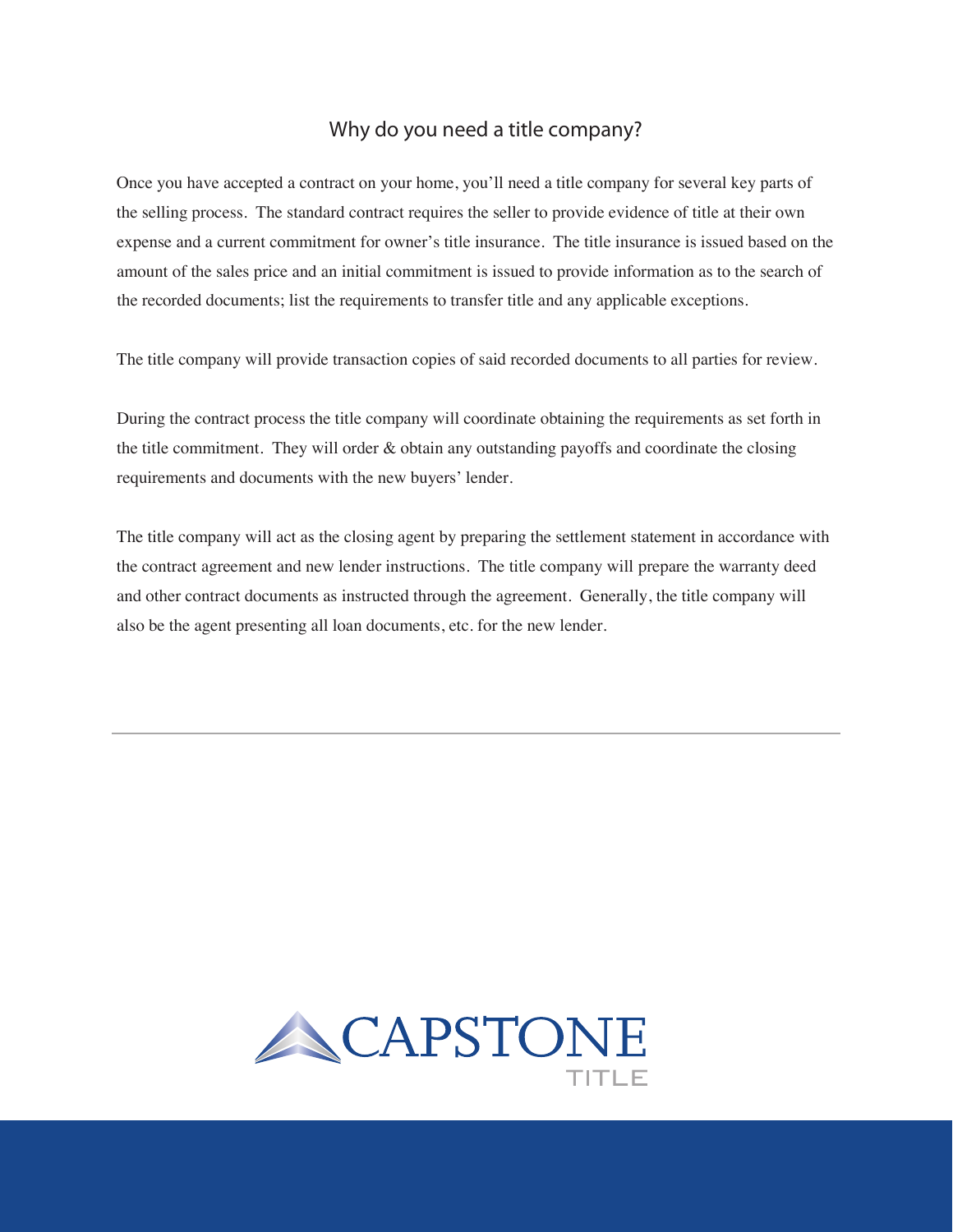# Why do you need a title company?

Once you have accepted a contract on your home, you'll need a title company for several key parts of the selling process. The standard contract requires the seller to provide evidence of title at their own expense and a current commitment for owner's title insurance. The title insurance is issued based on the amount of the sales price and an initial commitment is issued to provide information as to the search of the recorded documents; list the requirements to transfer title and any applicable exceptions.

The title company will provide transaction copies of said recorded documents to all parties for review.

During the contract process the title company will coordinate obtaining the requirements as set forth in the title commitment. They will order & obtain any outstanding payoffs and coordinate the closing requirements and documents with the new buyers' lender.

The title company will act as the closing agent by preparing the settlement statement in accordance with the contract agreement and new lender instructions. The title company will prepare the warranty deed and other contract documents as instructed through the agreement. Generally, the title company will also be the agent presenting all loan documents, etc. for the new lender.

---

CAPSTONE TITLE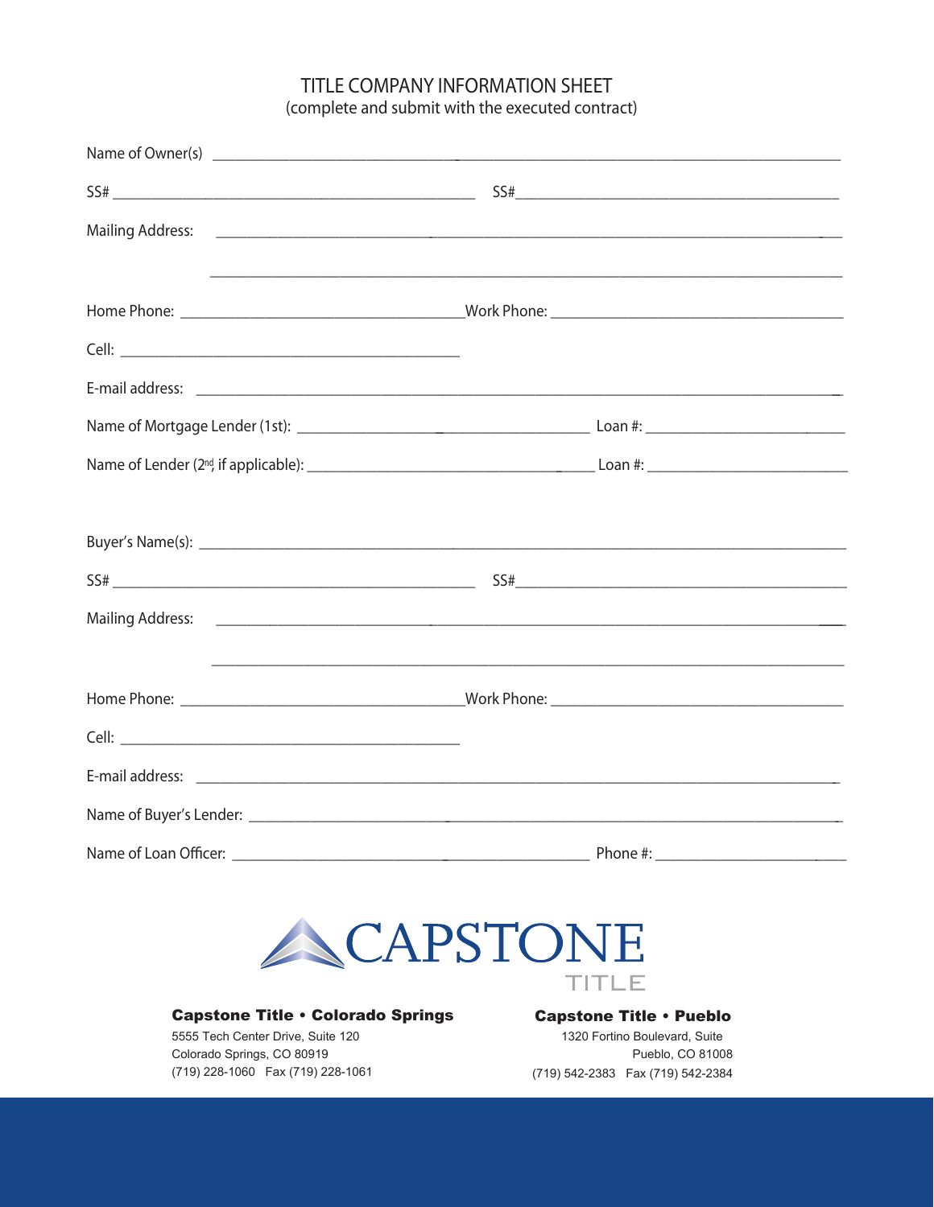# TITLE COMPANY INFORMATION SHEET

(complete and submit with the executed contract)

Name of Owner(s) ______________________________________________________________

SS# ____________________________________ SS# ____________________________________

Mailing Address: ______________________________________________________________

______________________________________________________________

Home Phone: ______________________________ Work Phone: ______________________________

Cell: ____________________________________

E-mail address: ______________________________________________________________

Name of Mortgage Lender (1st): ______________________________ Loan #: ______________________

Name of Lender (2nd, if applicable): ______________________________ Loan #: ______________________

Buyer's Name(s): ______________________________________________________________

SS# ____________________________________ SS# ____________________________________

Mailing Address: ______________________________________________________________

______________________________________________________________

Home Phone: ______________________________ Work Phone: ______________________________

Cell: ____________________________________

E-mail address: ______________________________________________________________

Name of Buyer's Lender: ______________________________________________________________

Name of Loan Officer: ______________________________ Phone #: ______________________

CAPSTONE TITLE

**Capstone Title • Colorado Springs**
5555 Tech Center Drive, Suite 120
Colorado Springs, CO 80919
(719) 228-1060 Fax (719) 228-1061

**Capstone Title • Pueblo**
1320 Fortino Boulevard, Suite
Pueblo, CO 81008
(719) 542-2383 Fax (719) 542-2384